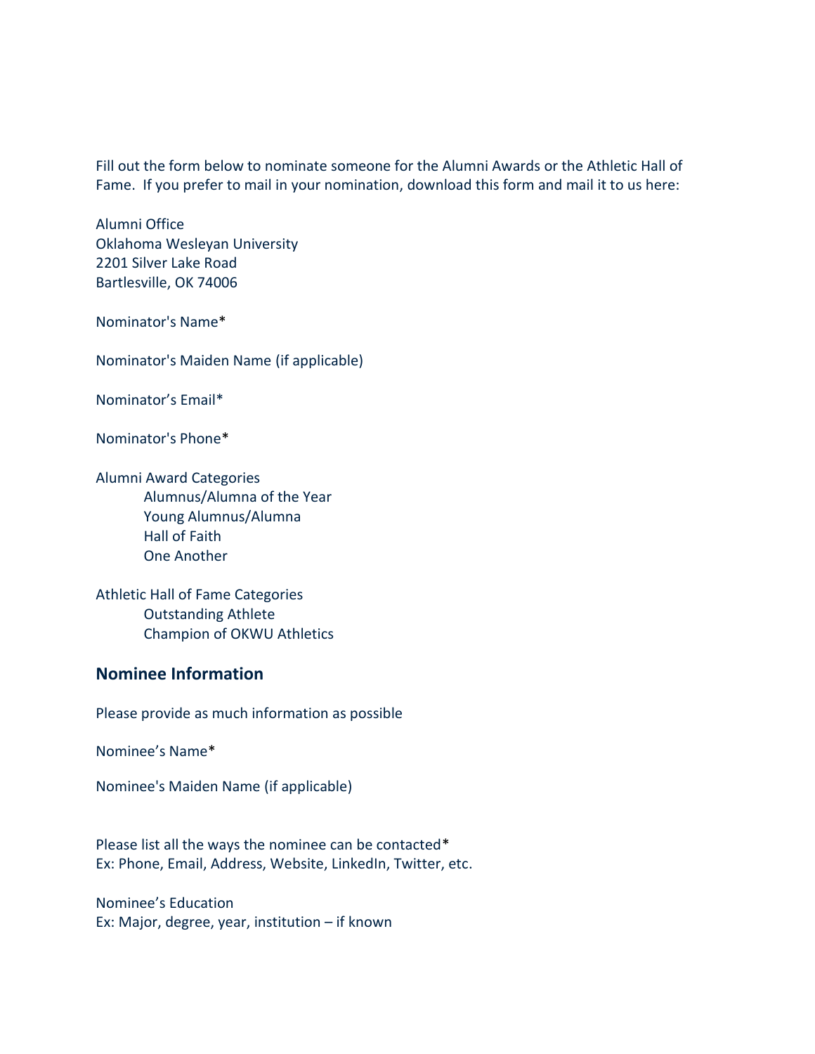Fill out the form below to nominate someone for the Alumni Awards or the Athletic Hall of Fame. If you prefer to mail in your nomination, download this form and mail it to us here:

Alumni Office
Oklahoma Wesleyan University
2201 Silver Lake Road
Bartlesville, OK 74006

Nominator's Name*

Nominator's Maiden Name (if applicable)

Nominator's Email*

Nominator's Phone*

Alumni Award Categories
- Alumnus/Alumna of the Year
- Young Alumnus/Alumna
- Hall of Faith
- One Another

Athletic Hall of Fame Categories
- Outstanding Athlete
- Champion of OKWU Athletics

## Nominee Information

Please provide as much information as possible

Nominee's Name*

Nominee's Maiden Name (if applicable)

Please list all the ways the nominee can be contacted*
Ex: Phone, Email, Address, Website, LinkedIn, Twitter, etc.

Nominee's Education
Ex: Major, degree, year, institution – if known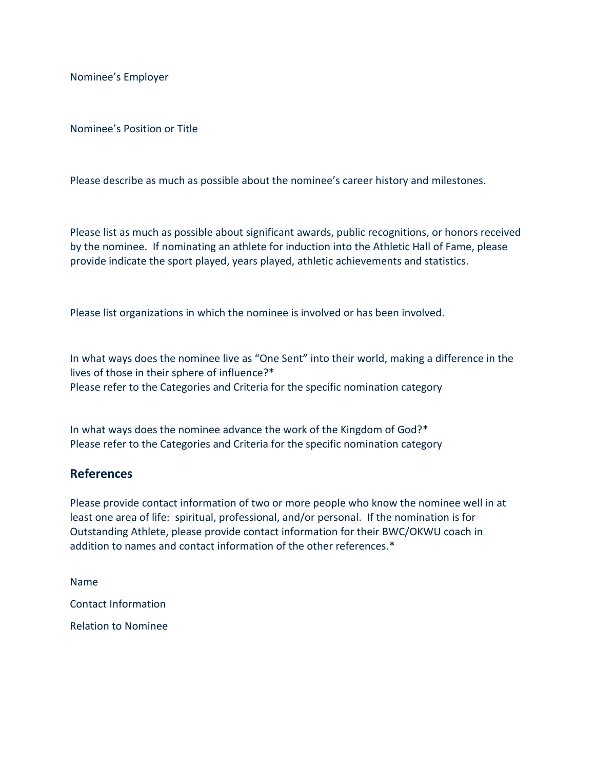Nominee’s Employer

Nominee’s Position or Title

Please describe as much as possible about the nominee’s career history and milestones.

Please list as much as possible about significant awards, public recognitions, or honors received by the nominee. If nominating an athlete for induction into the Athletic Hall of Fame, please provide indicate the sport played, years played, athletic achievements and statistics.

Please list organizations in which the nominee is involved or has been involved.

In what ways does the nominee live as “One Sent” into their world, making a difference in the lives of those in their sphere of influence?*
Please refer to the Categories and Criteria for the specific nomination category

In what ways does the nominee advance the work of the Kingdom of God?*
Please refer to the Categories and Criteria for the specific nomination category

## References

Please provide contact information of two or more people who know the nominee well in at least one area of life: spiritual, professional, and/or personal. If the nomination is for Outstanding Athlete, please provide contact information for their BWC/OKWU coach in addition to names and contact information of the other references.*

Name

Contact Information

Relation to Nominee